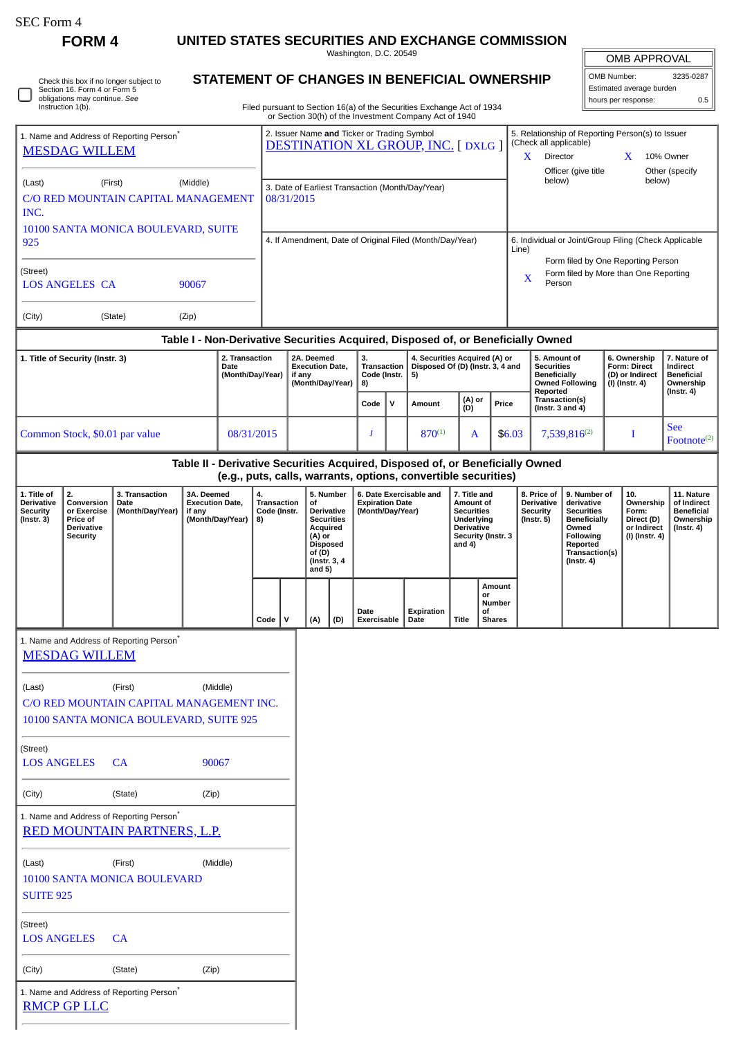SEC Form 4

# FORM 4

## UNITED STATES SECURITIES AND EXCHANGE COMMISSION

Washington, D.C. 20549

## STATEMENT OF CHANGES IN BENEFICIAL OWNERSHIP

Check this box if no longer subject to Section 16. Form 4 or Form 5 obligations may continue. *See* Instruction 1(b).

Filed pursuant to Section 16(a) of the Securities Exchange Act of 1934 or Section 30(h) of the Investment Company Act of 1940

| OMB APPROVAL | |
|---|---|
| OMB Number: | 3235-0287 |
| Estimated average burden | |
| hours per response: | 0.5 |

1. Name and Address of Reporting Person*
MESDAG WILLEM

(Last) (First) (Middle)
C/O RED MOUNTAIN CAPITAL MANAGEMENT INC.
10100 SANTA MONICA BOULEVARD, SUITE 925

(Street)
LOS ANGELES CA 90067

(City) (State) (Zip)

2. Issuer Name **and** Ticker or Trading Symbol
DESTINATION XL GROUP, INC. [ DXLG ]

3. Date of Earliest Transaction (Month/Day/Year)
08/31/2015

4. If Amendment, Date of Original Filed (Month/Day/Year)

5. Relationship of Reporting Person(s) to Issuer (Check all applicable)
X Director
X 10% Owner
Officer (give title below)
Other (specify below)

6. Individual or Joint/Group Filing (Check Applicable Line)
Form filed by One Reporting Person
X Form filed by More than One Reporting Person

### Table I - Non-Derivative Securities Acquired, Disposed of, or Beneficially Owned

| 1. Title of Security (Instr. 3) | 2. Transaction Date (Month/Day/Year) | 2A. Deemed Execution Date, if any (Month/Day/Year) | 3. Transaction Code (Instr. 8) | | 4. Securities Acquired (A) or Disposed Of (D) (Instr. 3, 4 and 5) | | | 5. Amount of Securities Beneficially Owned Following Reported Transaction(s) (Instr. 3 and 4) | 6. Ownership Form: Direct (D) or Indirect (I) (Instr. 4) | 7. Nature of Indirect Beneficial Ownership (Instr. 4) |
|---|---|---|---|---|---|---|---|---|---|---|
| | | | Code | V | Amount | (A) or (D) | Price | | | |
| Common Stock, $0.01 par value | 08/31/2015 | | J | | 870[1] | A | $6.03 | 7,539,816[2] | I | See Footnote[2] |

### Table II - Derivative Securities Acquired, Disposed of, or Beneficially Owned (e.g., puts, calls, warrants, options, convertible securities)

| 1. Title of Derivative Security (Instr. 3) | 2. Conversion or Exercise Price of Derivative Security | 3. Transaction Date (Month/Day/Year) | 3A. Deemed Execution Date, if any (Month/Day/Year) | 4. Transaction Code (Instr. 8) | | 5. Number of Derivative Securities Acquired (A) or Disposed of (D) (Instr. 3, 4 and 5) | | 6. Date Exercisable and Expiration Date (Month/Day/Year) | | 7. Title and Amount of Securities Underlying Derivative Security (Instr. 3 and 4) | | 8. Price of Derivative Security (Instr. 5) | 9. Number of derivative Securities Beneficially Owned Following Reported Transaction(s) (Instr. 4) | 10. Ownership Form: Direct (D) or Indirect (I) (Instr. 4) | 11. Nature of Indirect Beneficial Ownership (Instr. 4) |
|---|---|---|---|---|---|---|---|---|---|---|---|---|---|---|---|
| | | | | Code | V | (A) | (D) | Date Exercisable | Expiration Date | Title | Amount or Number of Shares | | | | |

1. Name and Address of Reporting Person*
MESDAG WILLEM

(Last) (First) (Middle)
C/O RED MOUNTAIN CAPITAL MANAGEMENT INC.
10100 SANTA MONICA BOULEVARD, SUITE 925

(Street)
LOS ANGELES CA 90067

(City) (State) (Zip)

1. Name and Address of Reporting Person*
RED MOUNTAIN PARTNERS, L.P.

(Last) (First) (Middle)
10100 SANTA MONICA BOULEVARD
SUITE 925

(Street)
LOS ANGELES CA

(City) (State) (Zip)

1. Name and Address of Reporting Person*
RMCP GP LLC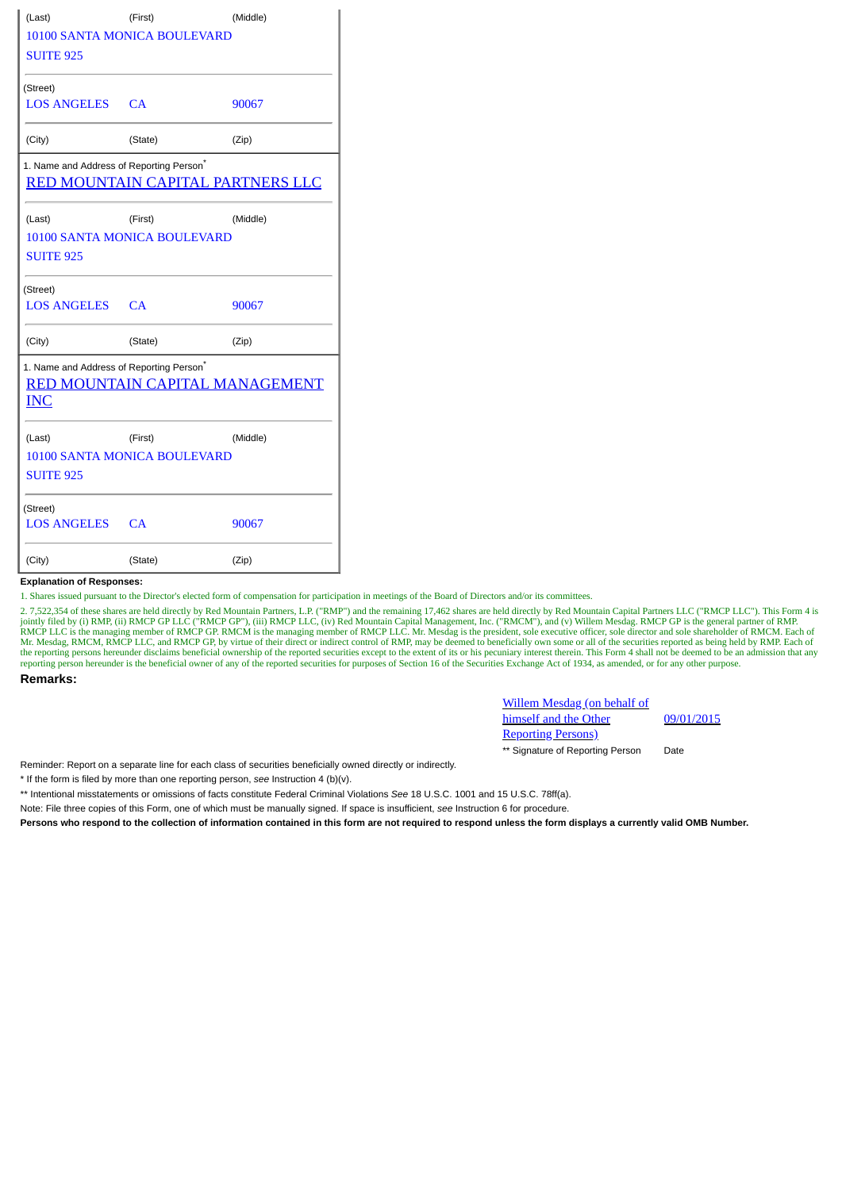| (Last) | (First) | (Middle) |
|---|---|---|
| 10100 SANTA MONICA BOULEVARD SUITE 925 | | |
| (Street) | | |
| LOS ANGELES | CA | 90067 |
| (City) | (State) | (Zip) |

1. Name and Address of Reporting Person*

RED MOUNTAIN CAPITAL PARTNERS LLC

| (Last) | (First) | (Middle) |
|---|---|---|
| 10100 SANTA MONICA BOULEVARD SUITE 925 | | |
| (Street) | | |
| LOS ANGELES | CA | 90067 |
| (City) | (State) | (Zip) |

1. Name and Address of Reporting Person*

RED MOUNTAIN CAPITAL MANAGEMENT INC

| (Last) | (First) | (Middle) |
|---|---|---|
| 10100 SANTA MONICA BOULEVARD SUITE 925 | | |
| (Street) | | |
| LOS ANGELES | CA | 90067 |
| (City) | (State) | (Zip) |

**Explanation of Responses:**

1. Shares issued pursuant to the Director's elected form of compensation for participation in meetings of the Board of Directors and/or its committees.

2. 7,522,354 of these shares are held directly by Red Mountain Partners, L.P. ("RMP") and the remaining 17,462 shares are held directly by Red Mountain Capital Partners LLC ("RMCP LLC"). This Form 4 is jointly filed by (i) RMP, (ii) RMCP GP LLC ("RMCP GP"), (iii) RMCP LLC, (iv) Red Mountain Capital Management, Inc. ("RMCM"), and (v) Willem Mesdag. RMCP GP is the general partner of RMP. RMCP LLC is the managing member of RMCP GP. RMCM is the managing member of RMCP LLC. Mr. Mesdag is the president, sole executive officer, sole director and sole shareholder of RMCM. Each of Mr. Mesdag, RMCM, RMCP LLC, and RMCP GP, by virtue of their direct or indirect control of RMP, may be deemed to beneficially own some or all of the securities reported as being held by RMP. Each of the reporting persons hereunder disclaims beneficial ownership of the reported securities except to the extent of its or his pecuniary interest therein. This Form 4 shall not be deemed to be an admission that any reporting person hereunder is the beneficial owner of any of the reported securities for purposes of Section 16 of the Securities Exchange Act of 1934, as amended, or for any other purpose.

**Remarks:**

| | |
|---|---|
| Willem Mesdag (on behalf of himself and the Other Reporting Persons) | 09/01/2015 |
| ** Signature of Reporting Person | Date |

Reminder: Report on a separate line for each class of securities beneficially owned directly or indirectly.

* If the form is filed by more than one reporting person, *see* Instruction 4 (b)(v).

** Intentional misstatements or omissions of facts constitute Federal Criminal Violations *See* 18 U.S.C. 1001 and 15 U.S.C. 78ff(a).

Note: File three copies of this Form, one of which must be manually signed. If space is insufficient, *see* Instruction 6 for procedure.

**Persons who respond to the collection of information contained in this form are not required to respond unless the form displays a currently valid OMB Number.**